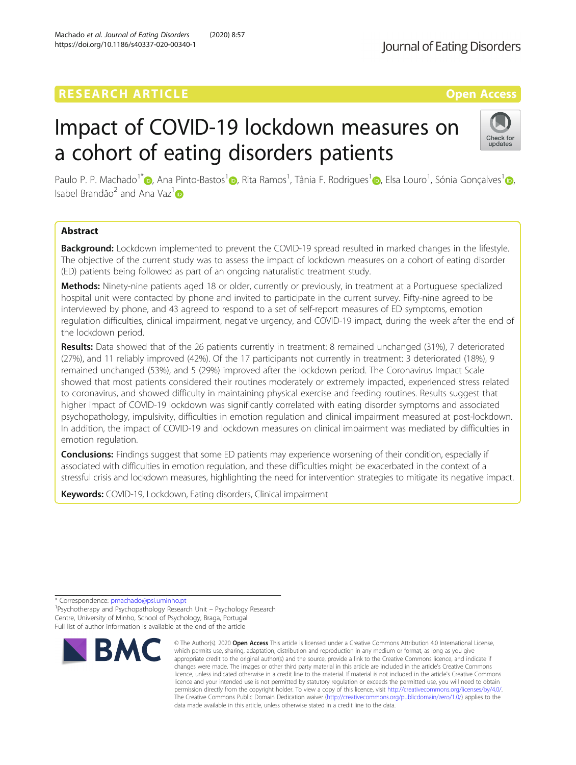RESEARCH ARTICLE

Open Access

# Impact of COVID-19 lockdown measures on a cohort of eating disorders patients

Paulo P. P. Machado[1*], Ana Pinto-Bastos[1], Rita Ramos[1], Tânia F. Rodrigues[1], Elsa Louro[1], Sónia Gonçalves[1], Isabel Brandão[2] and Ana Vaz[1]

## Abstract

**Background:** Lockdown implemented to prevent the COVID-19 spread resulted in marked changes in the lifestyle. The objective of the current study was to assess the impact of lockdown measures on a cohort of eating disorder (ED) patients being followed as part of an ongoing naturalistic treatment study.

**Methods:** Ninety-nine patients aged 18 or older, currently or previously, in treatment at a Portuguese specialized hospital unit were contacted by phone and invited to participate in the current survey. Fifty-nine agreed to be interviewed by phone, and 43 agreed to respond to a set of self-report measures of ED symptoms, emotion regulation difficulties, clinical impairment, negative urgency, and COVID-19 impact, during the week after the end of the lockdown period.

**Results:** Data showed that of the 26 patients currently in treatment: 8 remained unchanged (31%), 7 deteriorated (27%), and 11 reliably improved (42%). Of the 17 participants not currently in treatment: 3 deteriorated (18%), 9 remained unchanged (53%), and 5 (29%) improved after the lockdown period. The Coronavirus Impact Scale showed that most patients considered their routines moderately or extremely impacted, experienced stress related to coronavirus, and showed difficulty in maintaining physical exercise and feeding routines. Results suggest that higher impact of COVID-19 lockdown was significantly correlated with eating disorder symptoms and associated psychopathology, impulsivity, difficulties in emotion regulation and clinical impairment measured at post-lockdown. In addition, the impact of COVID-19 and lockdown measures on clinical impairment was mediated by difficulties in emotion regulation.

**Conclusions:** Findings suggest that some ED patients may experience worsening of their condition, especially if associated with difficulties in emotion regulation, and these difficulties might be exacerbated in the context of a stressful crisis and lockdown measures, highlighting the need for intervention strategies to mitigate its negative impact.

**Keywords:** COVID-19, Lockdown, Eating disorders, Clinical impairment

---

* Correspondence: pmachado@psi.uminho.pt
[1]Psychotherapy and Psychopathology Research Unit – Psychology Research Centre, University of Minho, School of Psychology, Braga, Portugal
Full list of author information is available at the end of the article

© The Author(s). 2020 **Open Access** This article is licensed under a Creative Commons Attribution 4.0 International License, which permits use, sharing, adaptation, distribution and reproduction in any medium or format, as long as you give appropriate credit to the original author(s) and the source, provide a link to the Creative Commons licence, and indicate if changes were made. The images or other third party material in this article are included in the article's Creative Commons licence, unless indicated otherwise in a credit line to the material. If material is not included in the article's Creative Commons licence and your intended use is not permitted by statutory regulation or exceeds the permitted use, you will need to obtain permission directly from the copyright holder. To view a copy of this licence, visit http://creativecommons.org/licenses/by/4.0/. The Creative Commons Public Domain Dedication waiver (http://creativecommons.org/publicdomain/zero/1.0/) applies to the data made available in this article, unless otherwise stated in a credit line to the data.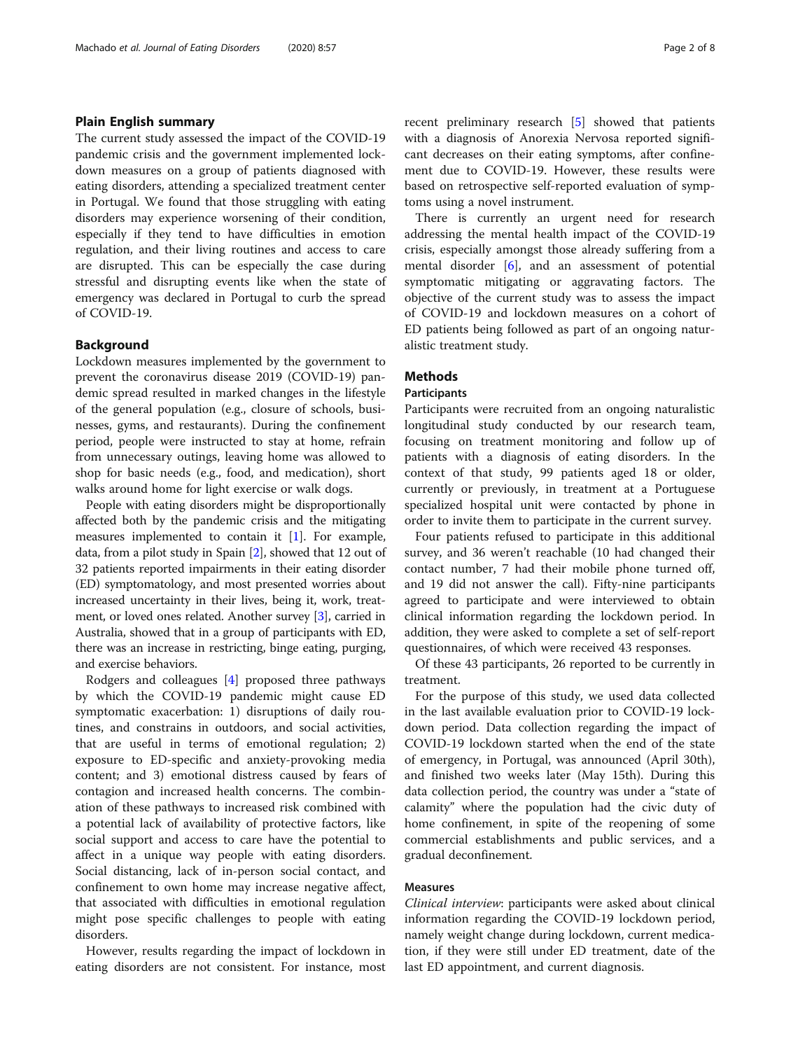## Plain English summary

The current study assessed the impact of the COVID-19 pandemic crisis and the government implemented lockdown measures on a group of patients diagnosed with eating disorders, attending a specialized treatment center in Portugal. We found that those struggling with eating disorders may experience worsening of their condition, especially if they tend to have difficulties in emotion regulation, and their living routines and access to care are disrupted. This can be especially the case during stressful and disrupting events like when the state of emergency was declared in Portugal to curb the spread of COVID-19.

## Background

Lockdown measures implemented by the government to prevent the coronavirus disease 2019 (COVID-19) pandemic spread resulted in marked changes in the lifestyle of the general population (e.g., closure of schools, businesses, gyms, and restaurants). During the confinement period, people were instructed to stay at home, refrain from unnecessary outings, leaving home was allowed to shop for basic needs (e.g., food, and medication), short walks around home for light exercise or walk dogs.

People with eating disorders might be disproportionally affected both by the pandemic crisis and the mitigating measures implemented to contain it [1]. For example, data, from a pilot study in Spain [2], showed that 12 out of 32 patients reported impairments in their eating disorder (ED) symptomatology, and most presented worries about increased uncertainty in their lives, being it, work, treatment, or loved ones related. Another survey [3], carried in Australia, showed that in a group of participants with ED, there was an increase in restricting, binge eating, purging, and exercise behaviors.

Rodgers and colleagues [4] proposed three pathways by which the COVID-19 pandemic might cause ED symptomatic exacerbation: 1) disruptions of daily routines, and constrains in outdoors, and social activities, that are useful in terms of emotional regulation; 2) exposure to ED-specific and anxiety-provoking media content; and 3) emotional distress caused by fears of contagion and increased health concerns. The combination of these pathways to increased risk combined with a potential lack of availability of protective factors, like social support and access to care have the potential to affect in a unique way people with eating disorders. Social distancing, lack of in-person social contact, and confinement to own home may increase negative affect, that associated with difficulties in emotional regulation might pose specific challenges to people with eating disorders.

However, results regarding the impact of lockdown in eating disorders are not consistent. For instance, most recent preliminary research [5] showed that patients with a diagnosis of Anorexia Nervosa reported significant decreases on their eating symptoms, after confinement due to COVID-19. However, these results were based on retrospective self-reported evaluation of symptoms using a novel instrument.

There is currently an urgent need for research addressing the mental health impact of the COVID-19 crisis, especially amongst those already suffering from a mental disorder [6], and an assessment of potential symptomatic mitigating or aggravating factors. The objective of the current study was to assess the impact of COVID-19 and lockdown measures on a cohort of ED patients being followed as part of an ongoing naturalistic treatment study.

## Methods

### Participants

Participants were recruited from an ongoing naturalistic longitudinal study conducted by our research team, focusing on treatment monitoring and follow up of patients with a diagnosis of eating disorders. In the context of that study, 99 patients aged 18 or older, currently or previously, in treatment at a Portuguese specialized hospital unit were contacted by phone in order to invite them to participate in the current survey.

Four patients refused to participate in this additional survey, and 36 weren't reachable (10 had changed their contact number, 7 had their mobile phone turned off, and 19 did not answer the call). Fifty-nine participants agreed to participate and were interviewed to obtain clinical information regarding the lockdown period. In addition, they were asked to complete a set of self-report questionnaires, of which were received 43 responses.

Of these 43 participants, 26 reported to be currently in treatment.

For the purpose of this study, we used data collected in the last available evaluation prior to COVID-19 lockdown period. Data collection regarding the impact of COVID-19 lockdown started when the end of the state of emergency, in Portugal, was announced (April 30th), and finished two weeks later (May 15th). During this data collection period, the country was under a "state of calamity" where the population had the civic duty of home confinement, in spite of the reopening of some commercial establishments and public services, and a gradual deconfinement.

### Measures

*Clinical interview*: participants were asked about clinical information regarding the COVID-19 lockdown period, namely weight change during lockdown, current medication, if they were still under ED treatment, date of the last ED appointment, and current diagnosis.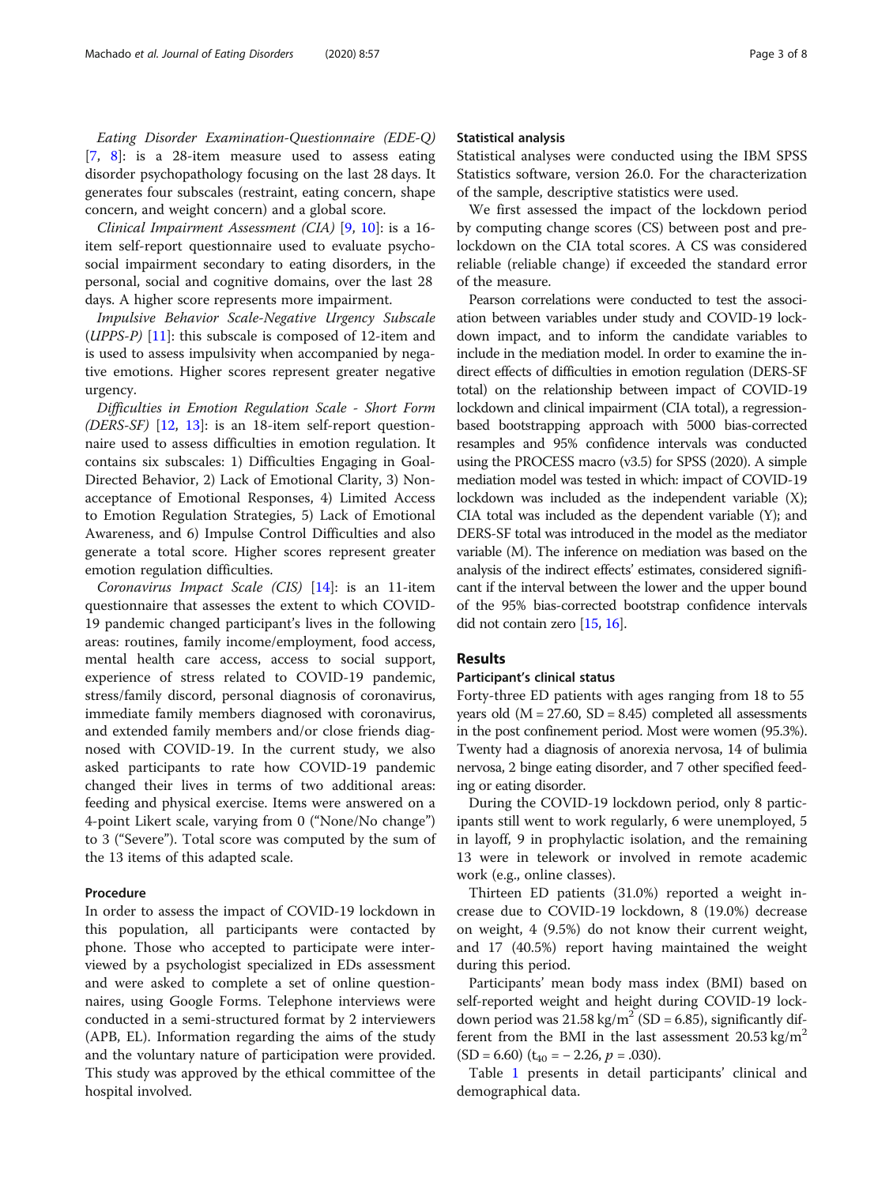*Eating Disorder Examination-Questionnaire (EDE-Q)* [7, 8]: is a 28-item measure used to assess eating disorder psychopathology focusing on the last 28 days. It generates four subscales (restraint, eating concern, shape concern, and weight concern) and a global score.

*Clinical Impairment Assessment (CIA)* [9, 10]: is a 16-item self-report questionnaire used to evaluate psychosocial impairment secondary to eating disorders, in the personal, social and cognitive domains, over the last 28 days. A higher score represents more impairment.

*Impulsive Behavior Scale-Negative Urgency Subscale (UPPS-P)* [11]: this subscale is composed of 12-item and is used to assess impulsivity when accompanied by negative emotions. Higher scores represent greater negative urgency.

*Difficulties in Emotion Regulation Scale - Short Form (DERS-SF)* [12, 13]: is an 18-item self-report questionnaire used to assess difficulties in emotion regulation. It contains six subscales: 1) Difficulties Engaging in Goal-Directed Behavior, 2) Lack of Emotional Clarity, 3) Non-acceptance of Emotional Responses, 4) Limited Access to Emotion Regulation Strategies, 5) Lack of Emotional Awareness, and 6) Impulse Control Difficulties and also generate a total score. Higher scores represent greater emotion regulation difficulties.

*Coronavirus Impact Scale (CIS)* [14]: is an 11-item questionnaire that assesses the extent to which COVID-19 pandemic changed participant's lives in the following areas: routines, family income/employment, food access, mental health care access, access to social support, experience of stress related to COVID-19 pandemic, stress/family discord, personal diagnosis of coronavirus, immediate family members diagnosed with coronavirus, and extended family members and/or close friends diagnosed with COVID-19. In the current study, we also asked participants to rate how COVID-19 pandemic changed their lives in terms of two additional areas: feeding and physical exercise. Items were answered on a 4-point Likert scale, varying from 0 ("None/No change") to 3 ("Severe"). Total score was computed by the sum of the 13 items of this adapted scale.

### Procedure

In order to assess the impact of COVID-19 lockdown in this population, all participants were contacted by phone. Those who accepted to participate were interviewed by a psychologist specialized in EDs assessment and were asked to complete a set of online questionnaires, using Google Forms. Telephone interviews were conducted in a semi-structured format by 2 interviewers (APB, EL). Information regarding the aims of the study and the voluntary nature of participation were provided. This study was approved by the ethical committee of the hospital involved.

### Statistical analysis

Statistical analyses were conducted using the IBM SPSS Statistics software, version 26.0. For the characterization of the sample, descriptive statistics were used.

We first assessed the impact of the lockdown period by computing change scores (CS) between post and pre-lockdown on the CIA total scores. A CS was considered reliable (reliable change) if exceeded the standard error of the measure.

Pearson correlations were conducted to test the association between variables under study and COVID-19 lockdown impact, and to inform the candidate variables to include in the mediation model. In order to examine the indirect effects of difficulties in emotion regulation (DERS-SF total) on the relationship between impact of COVID-19 lockdown and clinical impairment (CIA total), a regression-based bootstrapping approach with 5000 bias-corrected resamples and 95% confidence intervals was conducted using the PROCESS macro (v3.5) for SPSS (2020). A simple mediation model was tested in which: impact of COVID-19 lockdown was included as the independent variable (X); CIA total was included as the dependent variable (Y); and DERS-SF total was introduced in the model as the mediator variable (M). The inference on mediation was based on the analysis of the indirect effects' estimates, considered significant if the interval between the lower and the upper bound of the 95% bias-corrected bootstrap confidence intervals did not contain zero [15, 16].

## Results

### Participant's clinical status

Forty-three ED patients with ages ranging from 18 to 55 years old (M = 27.60, SD = 8.45) completed all assessments in the post confinement period. Most were women (95.3%). Twenty had a diagnosis of anorexia nervosa, 14 of bulimia nervosa, 2 binge eating disorder, and 7 other specified feeding or eating disorder.

During the COVID-19 lockdown period, only 8 participants still went to work regularly, 6 were unemployed, 5 in layoff, 9 in prophylactic isolation, and the remaining 13 were in telework or involved in remote academic work (e.g., online classes).

Thirteen ED patients (31.0%) reported a weight increase due to COVID-19 lockdown, 8 (19.0%) decrease on weight, 4 (9.5%) do not know their current weight, and 17 (40.5%) report having maintained the weight during this period.

Participants' mean body mass index (BMI) based on self-reported weight and height during COVID-19 lockdown period was 21.58 $kg/m^2$ (SD = 6.85), significantly different from the BMI in the last assessment 20.53 $kg/m^2$ (SD = 6.60) ($t_{40} = -2.26$, $p = .030$).

Table 1 presents in detail participants' clinical and demographical data.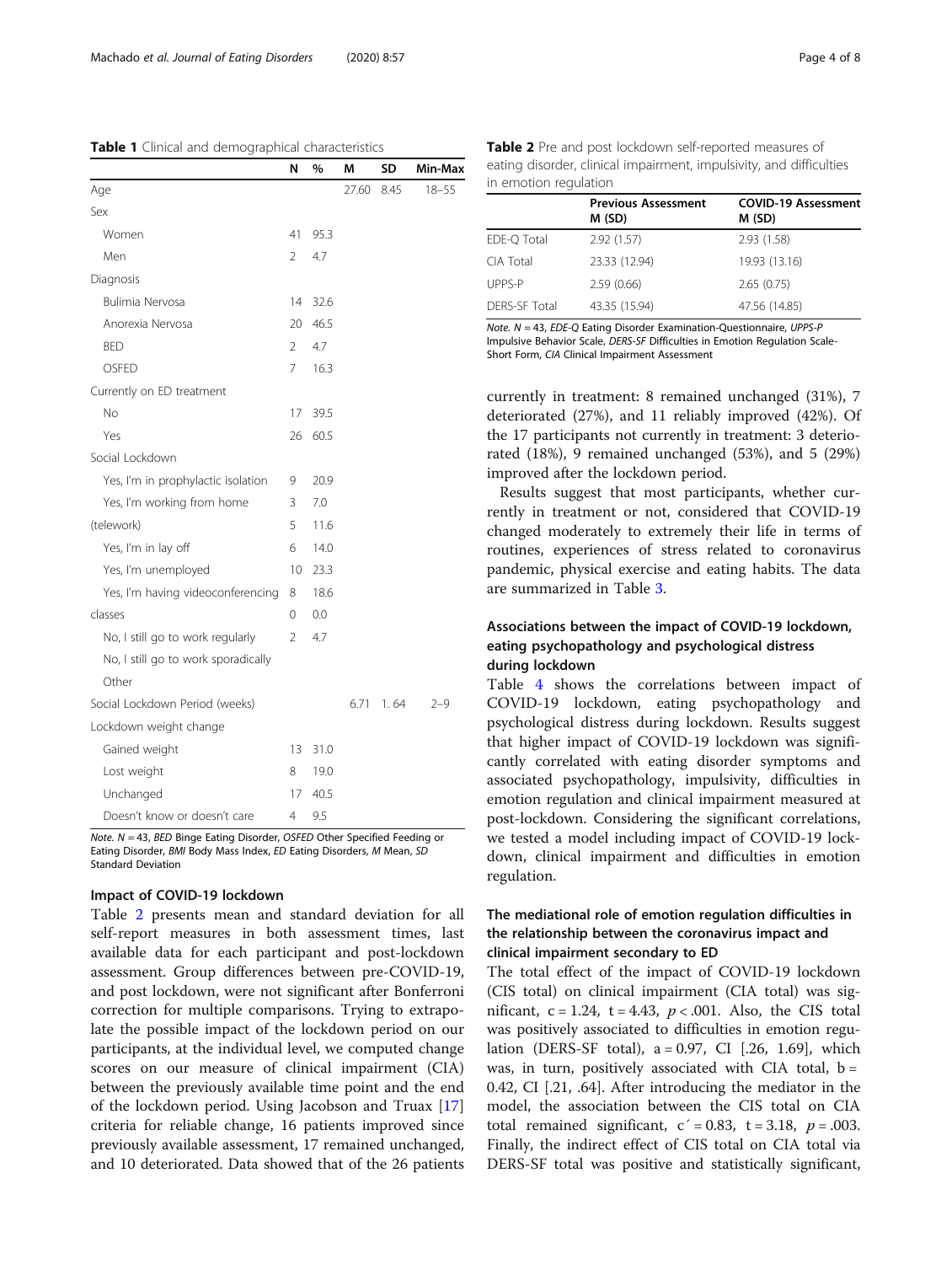**Table 1** Clinical and demographical characteristics

| | N | % | M | SD | Min-Max |
|---|---|---|---|---|---|
| Age | | | 27.60 | 8.45 | 18–55 |
| Sex | | | | | |
| Women | 41 | 95.3 | | | |
| Men | 2 | 4.7 | | | |
| Diagnosis | | | | | |
| Bulimia Nervosa | 14 | 32.6 | | | |
| Anorexia Nervosa | 20 | 46.5 | | | |
| BED | 2 | 4.7 | | | |
| OSFED | 7 | 16.3 | | | |
| Currently on ED treatment | | | | | |
| No | 17 | 39.5 | | | |
| Yes | 26 | 60.5 | | | |
| Social Lockdown | | | | | |
| Yes, I'm in prophylactic isolation | 9 | 20.9 | | | |
| Yes, I'm working from home | 3 | 7.0 | | | |
| (telework) | 5 | 11.6 | | | |
| Yes, I'm in lay off | 6 | 14.0 | | | |
| Yes, I'm unemployed | 10 | 23.3 | | | |
| Yes, I'm having videoconferencing | 8 | 18.6 | | | |
| classes | 0 | 0.0 | | | |
| No, I still go to work regularly | 2 | 4.7 | | | |
| No, I still go to work sporadically | | | | | |
| Other | | | | | |
| Social Lockdown Period (weeks) | | | 6.71 | 1. 64 | 2–9 |
| Lockdown weight change | | | | | |
| Gained weight | 13 | 31.0 | | | |
| Lost weight | 8 | 19.0 | | | |
| Unchanged | 17 | 40.5 | | | |
| Doesn't know or doesn't care | 4 | 9.5 | | | |

*Note.* N = 43, *BED* Binge Eating Disorder, *OSFED* Other Specified Feeding or Eating Disorder, *BMI* Body Mass Index, *ED* Eating Disorders, *M* Mean, *SD* Standard Deviation

### Impact of COVID-19 lockdown

Table 2 presents mean and standard deviation for all self-report measures in both assessment times, last available data for each participant and post-lockdown assessment. Group differences between pre-COVID-19, and post lockdown, were not significant after Bonferroni correction for multiple comparisons. Trying to extrapolate the possible impact of the lockdown period on our participants, at the individual level, we computed change scores on our measure of clinical impairment (CIA) between the previously available time point and the end of the lockdown period. Using Jacobson and Truax [17] criteria for reliable change, 16 patients improved since previously available assessment, 17 remained unchanged, and 10 deteriorated. Data showed that of the 26 patients currently in treatment: 8 remained unchanged (31%), 7 deteriorated (27%), and 11 reliably improved (42%). Of the 17 participants not currently in treatment: 3 deteriorated (18%), 9 remained unchanged (53%), and 5 (29%) improved after the lockdown period.

**Table 2** Pre and post lockdown self-reported measures of eating disorder, clinical impairment, impulsivity, and difficulties in emotion regulation

| | Previous Assessment M (SD) | COVID-19 Assessment M (SD) |
|---|---|---|
| EDE-Q Total | 2.92 (1.57) | 2.93 (1.58) |
| CIA Total | 23.33 (12.94) | 19.93 (13.16) |
| UPPS-P | 2.59 (0.66) | 2.65 (0.75) |
| DERS-SF Total | 43.35 (15.94) | 47.56 (14.85) |

*Note.* N = 43, *EDE-Q* Eating Disorder Examination-Questionnaire, *UPPS-P* Impulsive Behavior Scale, *DERS-SF* Difficulties in Emotion Regulation Scale-Short Form, *CIA* Clinical Impairment Assessment

Results suggest that most participants, whether currently in treatment or not, considered that COVID-19 changed moderately to extremely their life in terms of routines, experiences of stress related to coronavirus pandemic, physical exercise and eating habits. The data are summarized in Table 3.

### Associations between the impact of COVID-19 lockdown, eating psychopathology and psychological distress during lockdown

Table 4 shows the correlations between impact of COVID-19 lockdown, eating psychopathology and psychological distress during lockdown. Results suggest that higher impact of COVID-19 lockdown was significantly correlated with eating disorder symptoms and associated psychopathology, impulsivity, difficulties in emotion regulation and clinical impairment measured at post-lockdown. Considering the significant correlations, we tested a model including impact of COVID-19 lockdown, clinical impairment and difficulties in emotion regulation.

### The mediational role of emotion regulation difficulties in the relationship between the coronavirus impact and clinical impairment secondary to ED

The total effect of the impact of COVID-19 lockdown (CIS total) on clinical impairment (CIA total) was significant, $c = 1.24$, $t = 4.43$, $p < .001$. Also, the CIS total was positively associated to difficulties in emotion regulation (DERS-SF total), $a = 0.97$, CI [.26, 1.69], which was, in turn, positively associated with CIA total, $b = 0.42$, CI [.21, .64]. After introducing the mediator in the model, the association between the CIS total on CIA total remained significant, $c' = 0.83$, $t = 3.18$, $p = .003$. Finally, the indirect effect of CIS total on CIA total via DERS-SF total was positive and statistically significant,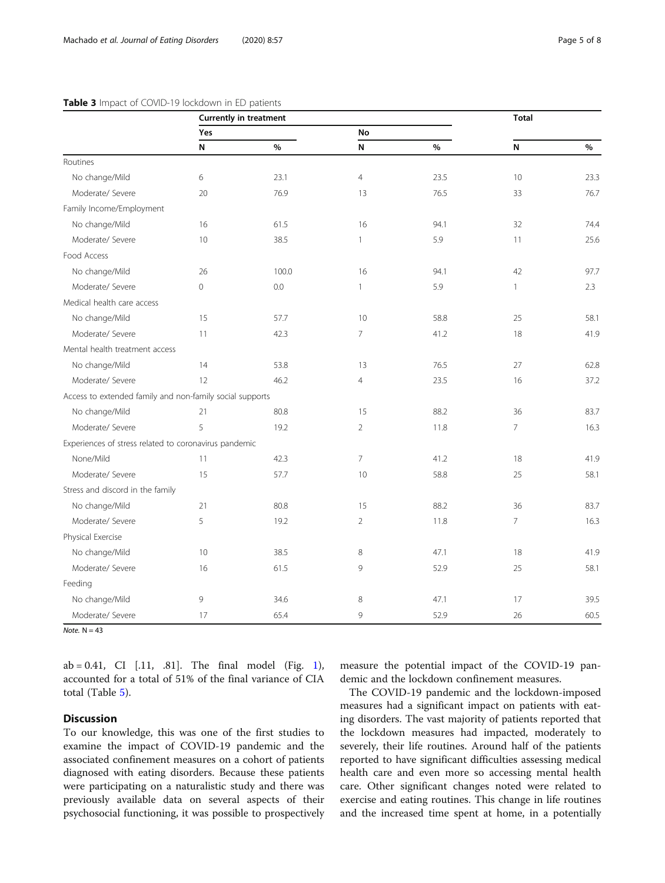**Table 3** Impact of COVID-19 lockdown in ED patients

| | Currently in treatment | | | | Total | |
|---|---|---|---|---|---|---|
| | Yes | | No | | | |
| | N | % | N | % | N | % |
| Routines | | | | | | |
| No change/Mild | 6 | 23.1 | 4 | 23.5 | 10 | 23.3 |
| Moderate/ Severe | 20 | 76.9 | 13 | 76.5 | 33 | 76.7 |
| Family Income/Employment | | | | | | |
| No change/Mild | 16 | 61.5 | 16 | 94.1 | 32 | 74.4 |
| Moderate/ Severe | 10 | 38.5 | 1 | 5.9 | 11 | 25.6 |
| Food Access | | | | | | |
| No change/Mild | 26 | 100.0 | 16 | 94.1 | 42 | 97.7 |
| Moderate/ Severe | 0 | 0.0 | 1 | 5.9 | 1 | 2.3 |
| Medical health care access | | | | | | |
| No change/Mild | 15 | 57.7 | 10 | 58.8 | 25 | 58.1 |
| Moderate/ Severe | 11 | 42.3 | 7 | 41.2 | 18 | 41.9 |
| Mental health treatment access | | | | | | |
| No change/Mild | 14 | 53.8 | 13 | 76.5 | 27 | 62.8 |
| Moderate/ Severe | 12 | 46.2 | 4 | 23.5 | 16 | 37.2 |
| Access to extended family and non-family social supports | | | | | | |
| No change/Mild | 21 | 80.8 | 15 | 88.2 | 36 | 83.7 |
| Moderate/ Severe | 5 | 19.2 | 2 | 11.8 | 7 | 16.3 |
| Experiences of stress related to coronavirus pandemic | | | | | | |
| None/Mild | 11 | 42.3 | 7 | 41.2 | 18 | 41.9 |
| Moderate/ Severe | 15 | 57.7 | 10 | 58.8 | 25 | 58.1 |
| Stress and discord in the family | | | | | | |
| No change/Mild | 21 | 80.8 | 15 | 88.2 | 36 | 83.7 |
| Moderate/ Severe | 5 | 19.2 | 2 | 11.8 | 7 | 16.3 |
| Physical Exercise | | | | | | |
| No change/Mild | 10 | 38.5 | 8 | 47.1 | 18 | 41.9 |
| Moderate/ Severe | 16 | 61.5 | 9 | 52.9 | 25 | 58.1 |
| Feeding | | | | | | |
| No change/Mild | 9 | 34.6 | 8 | 47.1 | 17 | 39.5 |
| Moderate/ Severe | 17 | 65.4 | 9 | 52.9 | 26 | 60.5 |

*Note.* N = 43

ab = 0.41, CI [.11, .81]. The final model (Fig. 1), accounted for a total of 51% of the final variance of CIA total (Table 5).

## Discussion

To our knowledge, this was one of the first studies to examine the impact of COVID-19 pandemic and the associated confinement measures on a cohort of patients diagnosed with eating disorders. Because these patients were participating on a naturalistic study and there was previously available data on several aspects of their psychosocial functioning, it was possible to prospectively measure the potential impact of the COVID-19 pandemic and the lockdown confinement measures.

The COVID-19 pandemic and the lockdown-imposed measures had a significant impact on patients with eating disorders. The vast majority of patients reported that the lockdown measures had impacted, moderately to severely, their life routines. Around half of the patients reported to have significant difficulties assessing medical health care and even more so accessing mental health care. Other significant changes noted were related to exercise and eating routines. This change in life routines and the increased time spent at home, in a potentially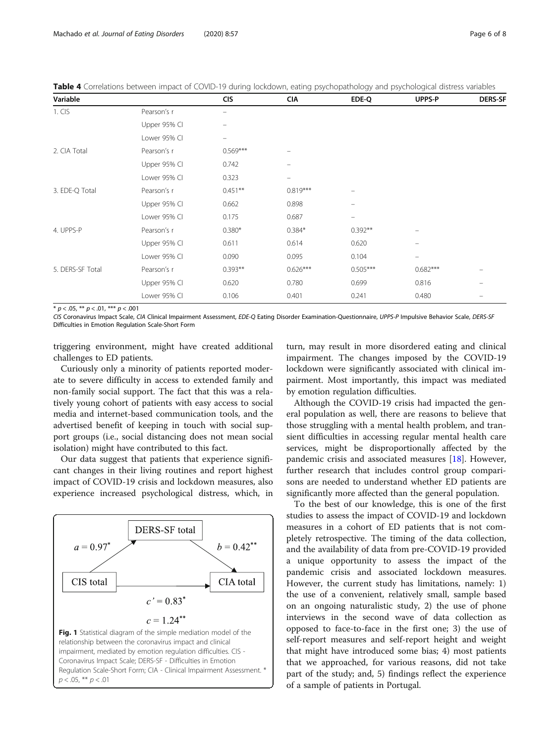**Table 4** Correlations between impact of COVID-19 during lockdown, eating psychopathology and psychological distress variables

| Variable | | CIS | CIA | EDE-Q | UPPS-P | DERS-SF |
|---|---|---|---|---|---|---|
| 1. CIS | Pearson's r | – | | | | |
| | Upper 95% CI | – | | | | |
| | Lower 95% CI | – | | | | |
| 2. CIA Total | Pearson's r | 0.569*** | – | | | |
| | Upper 95% CI | 0.742 | – | | | |
| | Lower 95% CI | 0.323 | – | | | |
| 3. EDE-Q Total | Pearson's r | 0.451** | 0.819*** | – | | |
| | Upper 95% CI | 0.662 | 0.898 | – | | |
| | Lower 95% CI | 0.175 | 0.687 | – | | |
| 4. UPPS-P | Pearson's r | 0.380* | 0.384* | 0.392** | – | |
| | Upper 95% CI | 0.611 | 0.614 | 0.620 | – | |
| | Lower 95% CI | 0.090 | 0.095 | 0.104 | – | |
| 5. DERS-SF Total | Pearson's r | 0.393** | 0.626*** | 0.505*** | 0.682*** | – |
| | Upper 95% CI | 0.620 | 0.780 | 0.699 | 0.816 | – |
| | Lower 95% CI | 0.106 | 0.401 | 0.241 | 0.480 | – |

* $p < .05$, ** $p < .01$, *** $p < .001$

*CIS* Coronavirus Impact Scale, *CIA* Clinical Impairment Assessment, *EDE-Q* Eating Disorder Examination-Questionnaire, *UPPS-P* Impulsive Behavior Scale, *DERS-SF* Difficulties in Emotion Regulation Scale-Short Form

triggering environment, might have created additional challenges to ED patients.

Curiously only a minority of patients reported moderate to severe difficulty in access to extended family and non-family social support. The fact that this was a relatively young cohort of patients with easy access to social media and internet-based communication tools, and the advertised benefit of keeping in touch with social support groups (i.e., social distancing does not mean social isolation) might have contributed to this fact.

Our data suggest that patients that experience significant changes in their living routines and report highest impact of COVID-19 crisis and lockdown measures, also experience increased psychological distress, which, in turn, may result in more disordered eating and clinical impairment. The changes imposed by the COVID-19 lockdown were significantly associated with clinical impairment. Most importantly, this impact was mediated by emotion regulation difficulties.

DERS-SF total

$a = 0.97^{*}$

$b = 0.42^{**}$

CIS total

CIA total

$c' = 0.83^{*}$

$c = 1.24^{**}$

**Fig. 1** Statistical diagram of the simple mediation model of the relationship between the coronavirus impact and clinical impairment, mediated by emotion regulation difficulties. CIS - Coronavirus Impact Scale; DERS-SF - Difficulties in Emotion Regulation Scale-Short Form; CIA - Clinical Impairment Assessment. * $p < .05$, ** $p < .01$

Although the COVID-19 crisis had impacted the general population as well, there are reasons to believe that those struggling with a mental health problem, and transient difficulties in accessing regular mental health care services, might be disproportionally affected by the pandemic crisis and associated measures [18]. However, further research that includes control group comparisons are needed to understand whether ED patients are significantly more affected than the general population.

To the best of our knowledge, this is one of the first studies to assess the impact of COVID-19 and lockdown measures in a cohort of ED patients that is not completely retrospective. The timing of the data collection, and the availability of data from pre-COVID-19 provided a unique opportunity to assess the impact of the pandemic crisis and associated lockdown measures. However, the current study has limitations, namely: 1) the use of a convenient, relatively small, sample based on an ongoing naturalistic study, 2) the use of phone interviews in the second wave of data collection as opposed to face-to-face in the first one; 3) the use of self-report measures and self-report height and weight that might have introduced some bias; 4) most patients that we approached, for various reasons, did not take part of the study; and, 5) findings reflect the experience of a sample of patients in Portugal.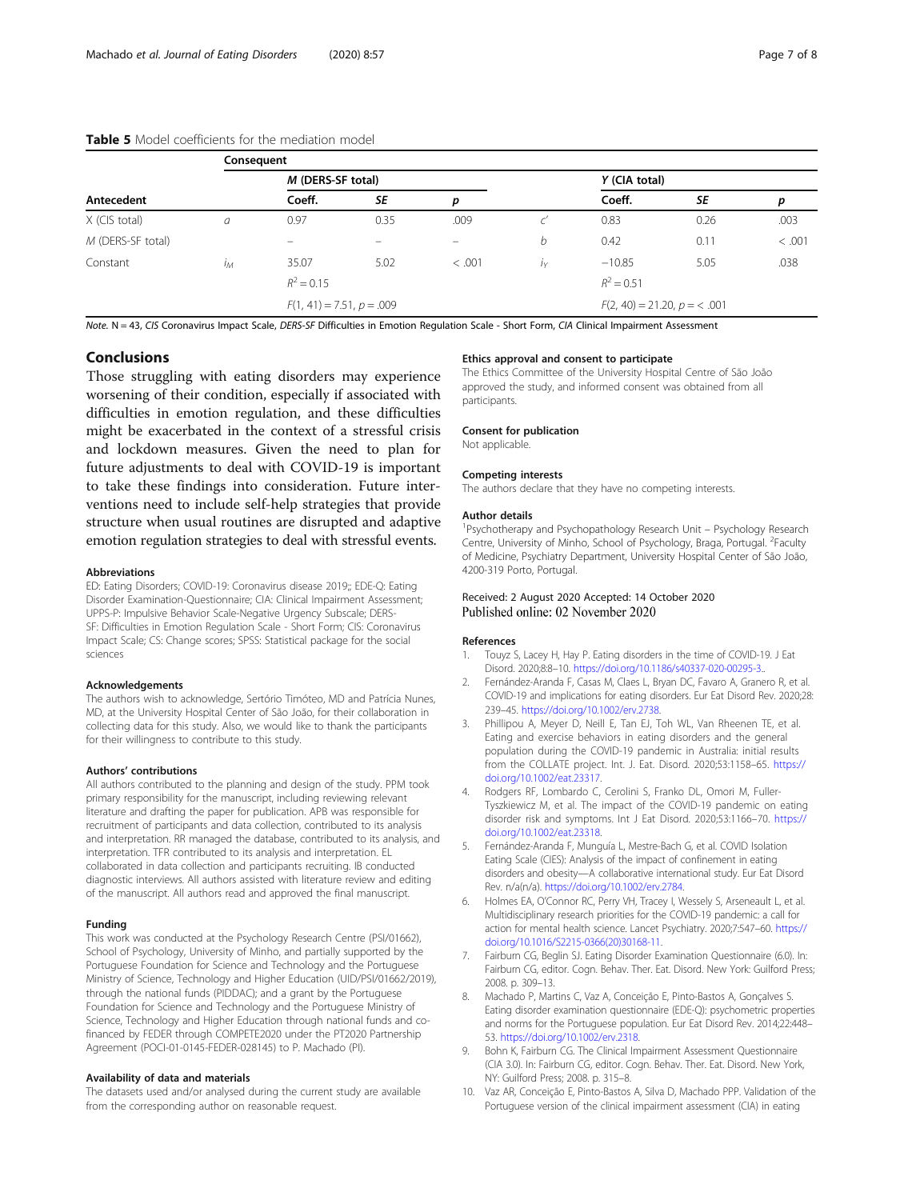**Table 5** Model coefficients for the mediation model

| | Consequent | | | | | | | |
|---|---|---|---|---|---|---|---|---|
| | | *M* (DERS-SF total) | | | | *Y* (CIA total) | | |
| Antecedent | | Coeff. | *SE* | *p* | | Coeff. | *SE* | *p* |
| X (CIS total) | *a* | 0.97 | 0.35 | .009 | *c'* | 0.83 | 0.26 | .003 |
| *M* (DERS-SF total) | | – | – | – | *b* | 0.42 | 0.11 | < .001 |
| Constant | $i_M$ | 35.07 | 5.02 | < .001 | $i_Y$ | −10.85 | 5.05 | .038 |
| | | $R^2 = 0.15$ | | | | $R^2 = 0.51$ | | |
| | | $F(1, 41) = 7.51$, $p = .009$ | | | | $F(2, 40) = 21.20$, $p = < .001$ | | |

*Note.* N = 43, *CIS* Coronavirus Impact Scale, *DERS-SF* Difficulties in Emotion Regulation Scale - Short Form, *CIA* Clinical Impairment Assessment

## Conclusions

Those struggling with eating disorders may experience worsening of their condition, especially if associated with difficulties in emotion regulation, and these difficulties might be exacerbated in the context of a stressful crisis and lockdown measures. Given the need to plan for future adjustments to deal with COVID-19 is important to take these findings into consideration. Future interventions need to include self-help strategies that provide structure when usual routines are disrupted and adaptive emotion regulation strategies to deal with stressful events.

### Abbreviations

ED: Eating Disorders; COVID-19: Coronavirus disease 2019;; EDE-Q: Eating Disorder Examination-Questionnaire; CIA: Clinical Impairment Assessment; UPPS-P: Impulsive Behavior Scale-Negative Urgency Subscale; DERS-SF: Difficulties in Emotion Regulation Scale - Short Form; CIS: Coronavirus Impact Scale; CS: Change scores; SPSS: Statistical package for the social sciences

### Acknowledgements

The authors wish to acknowledge, Sertório Timóteo, MD and Patrícia Nunes, MD, at the University Hospital Center of São João, for their collaboration in collecting data for this study. Also, we would like to thank the participants for their willingness to contribute to this study.

### Authors' contributions

All authors contributed to the planning and design of the study. PPM took primary responsibility for the manuscript, including reviewing relevant literature and drafting the paper for publication. APB was responsible for recruitment of participants and data collection, contributed to its analysis and interpretation. RR managed the database, contributed to its analysis, and interpretation. TFR contributed to its analysis and interpretation. EL collaborated in data collection and participants recruiting. IB conducted diagnostic interviews. All authors assisted with literature review and editing of the manuscript. All authors read and approved the final manuscript.

### Funding

This work was conducted at the Psychology Research Centre (PSI/01662), School of Psychology, University of Minho, and partially supported by the Portuguese Foundation for Science and Technology and the Portuguese Ministry of Science, Technology and Higher Education (UID/PSI/01662/2019), through the national funds (PIDDAC); and a grant by the Portuguese Foundation for Science and Technology and the Portuguese Ministry of Science, Technology and Higher Education through national funds and co-financed by FEDER through COMPETE2020 under the PT2020 Partnership Agreement (POCI-01-0145-FEDER-028145) to P. Machado (PI).

### Availability of data and materials

The datasets used and/or analysed during the current study are available from the corresponding author on reasonable request.

### Ethics approval and consent to participate

The Ethics Committee of the University Hospital Centre of São João approved the study, and informed consent was obtained from all participants.

### Consent for publication

Not applicable.

### Competing interests

The authors declare that they have no competing interests.

### Author details

[1]Psychotherapy and Psychopathology Research Unit – Psychology Research Centre, University of Minho, School of Psychology, Braga, Portugal. [2]Faculty of Medicine, Psychiatry Department, University Hospital Center of São João, 4200-319 Porto, Portugal.

Received: 2 August 2020 Accepted: 14 October 2020
Published online: 02 November 2020

### References

1. Touyz S, Lacey H, Hay P. Eating disorders in the time of COVID-19. J Eat Disord. 2020;8:8–10. https://doi.org/10.1186/s40337-020-00295-3..
2. Fernández-Aranda F, Casas M, Claes L, Bryan DC, Favaro A, Granero R, et al. COVID-19 and implications for eating disorders. Eur Eat Disord Rev. 2020;28:239–45. https://doi.org/10.1002/erv.2738.
3. Phillipou A, Meyer D, Neill E, Tan EJ, Toh WL, Van Rheenen TE, et al. Eating and exercise behaviors in eating disorders and the general population during the COVID-19 pandemic in Australia: initial results from the COLLATE project. Int. J. Eat. Disord. 2020;53:1158–65. https://doi.org/10.1002/eat.23317.
4. Rodgers RF, Lombardo C, Cerolini S, Franko DL, Omori M, Fuller-Tyszkiewicz M, et al. The impact of the COVID-19 pandemic on eating disorder risk and symptoms. Int J Eat Disord. 2020;53:1166–70. https://doi.org/10.1002/eat.23318.
5. Fernández-Aranda F, Munguía L, Mestre-Bach G, et al. COVID Isolation Eating Scale (CIES): Analysis of the impact of confinement in eating disorders and obesity—A collaborative international study. Eur Eat Disord Rev. n/a(n/a). https://doi.org/10.1002/erv.2784.
6. Holmes EA, O'Connor RC, Perry VH, Tracey I, Wessely S, Arseneault L, et al. Multidisciplinary research priorities for the COVID-19 pandemic: a call for action for mental health science. Lancet Psychiatry. 2020;7:547–60. https://doi.org/10.1016/S2215-0366(20)30168-11.
7. Fairburn CG, Beglin SJ. Eating Disorder Examination Questionnaire (6.0). In: Fairburn CG, editor. Cogn. Behav. Ther. Eat. Disord. New York: Guilford Press; 2008. p. 309–13.
8. Machado P, Martins C, Vaz A, Conceição E, Pinto-Bastos A, Gonçalves S. Eating disorder examination questionnaire (EDE-Q): psychometric properties and norms for the Portuguese population. Eur Eat Disord Rev. 2014;22:448–53. https://doi.org/10.1002/erv.2318.
9. Bohn K, Fairburn CG. The Clinical Impairment Assessment Questionnaire (CIA 3.0). In: Fairburn CG, editor. Cogn. Behav. Ther. Eat. Disord. New York, NY: Guilford Press; 2008. p. 315–8.
10. Vaz AR, Conceição E, Pinto-Bastos A, Silva D, Machado PPP. Validation of the Portuguese version of the clinical impairment assessment (CIA) in eating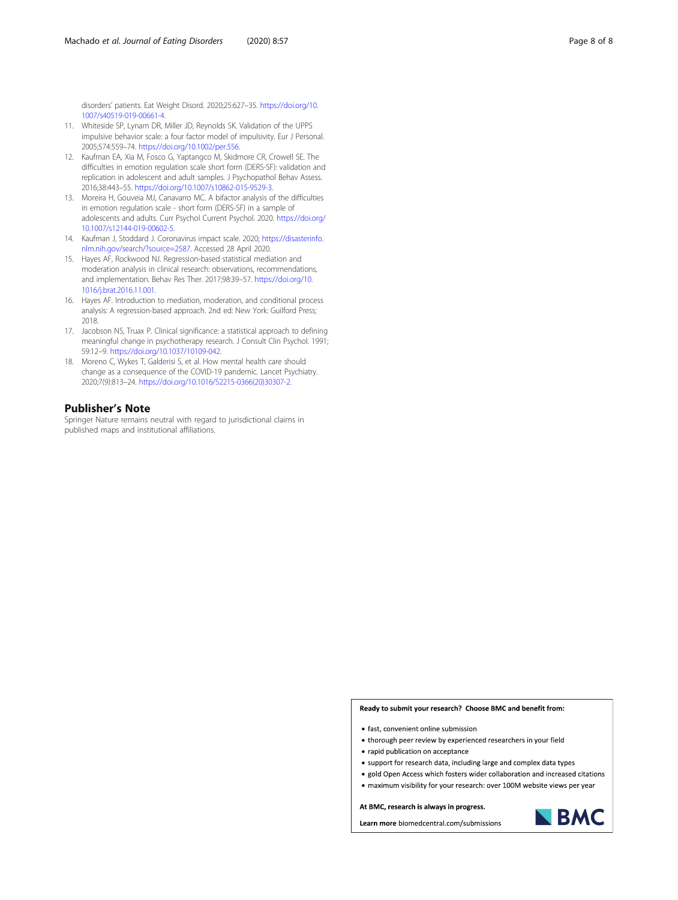disorders' patients. Eat Weight Disord. 2020;25:627–35. https://doi.org/10.1007/s40519-019-00661-4.

11. Whiteside SP, Lynam DR, Miller JD, Reynolds SK. Validation of the UPPS impulsive behavior scale: a four factor model of impulsivity. Eur J Personal. 2005;574:559–74. https://doi.org/10.1002/per.556.
12. Kaufman EA, Xia M, Fosco G, Yaptangco M, Skidmore CR, Crowell SE. The difficulties in emotion regulation scale short form (DERS-SF): validation and replication in adolescent and adult samples. J Psychopathol Behav Assess. 2016;38:443–55. https://doi.org/10.1007/s10862-015-9529-3.
13. Moreira H, Gouveia MJ, Canavarro MC. A bifactor analysis of the difficulties in emotion regulation scale - short form (DERS-SF) in a sample of adolescents and adults. Curr Psychol Current Psychol. 2020. https://doi.org/10.1007/s12144-019-00602-5.
14. Kaufman J, Stoddard J. Coronavirus impact scale. 2020; https://disasterinfo.nlm.nih.gov/search/?source=2587. Accessed 28 April 2020.
15. Hayes AF, Rockwood NJ. Regression-based statistical mediation and moderation analysis in clinical research: observations, recommendations, and implementation. Behav Res Ther. 2017;98:39–57. https://doi.org/10.1016/j.brat.2016.11.001.
16. Hayes AF. Introduction to mediation, moderation, and conditional process analysis: A regression-based approach. 2nd ed: New York: Guilford Press; 2018.
17. Jacobson NS, Truax P. Clinical significance: a statistical approach to defining meaningful change in psychotherapy research. J Consult Clin Psychol. 1991; 59:12–9. https://doi.org/10.1037/10109-042.
18. Moreno C, Wykes T, Galderisi S, et al. How mental health care should change as a consequence of the COVID-19 pandemic. Lancet Psychiatry. 2020;7(9):813–24. https://doi.org/10.1016/S2215-0366(20)30307-2.

## Publisher's Note

Springer Nature remains neutral with regard to jurisdictional claims in published maps and institutional affiliations.

**Ready to submit your research? Choose BMC and benefit from:**

- fast, convenient online submission
- thorough peer review by experienced researchers in your field
- rapid publication on acceptance
- support for research data, including large and complex data types
- gold Open Access which fosters wider collaboration and increased citations
- maximum visibility for your research: over 100M website views per year

**At BMC, research is always in progress.**

**Learn more** biomedcentral.com/submissions

BMC